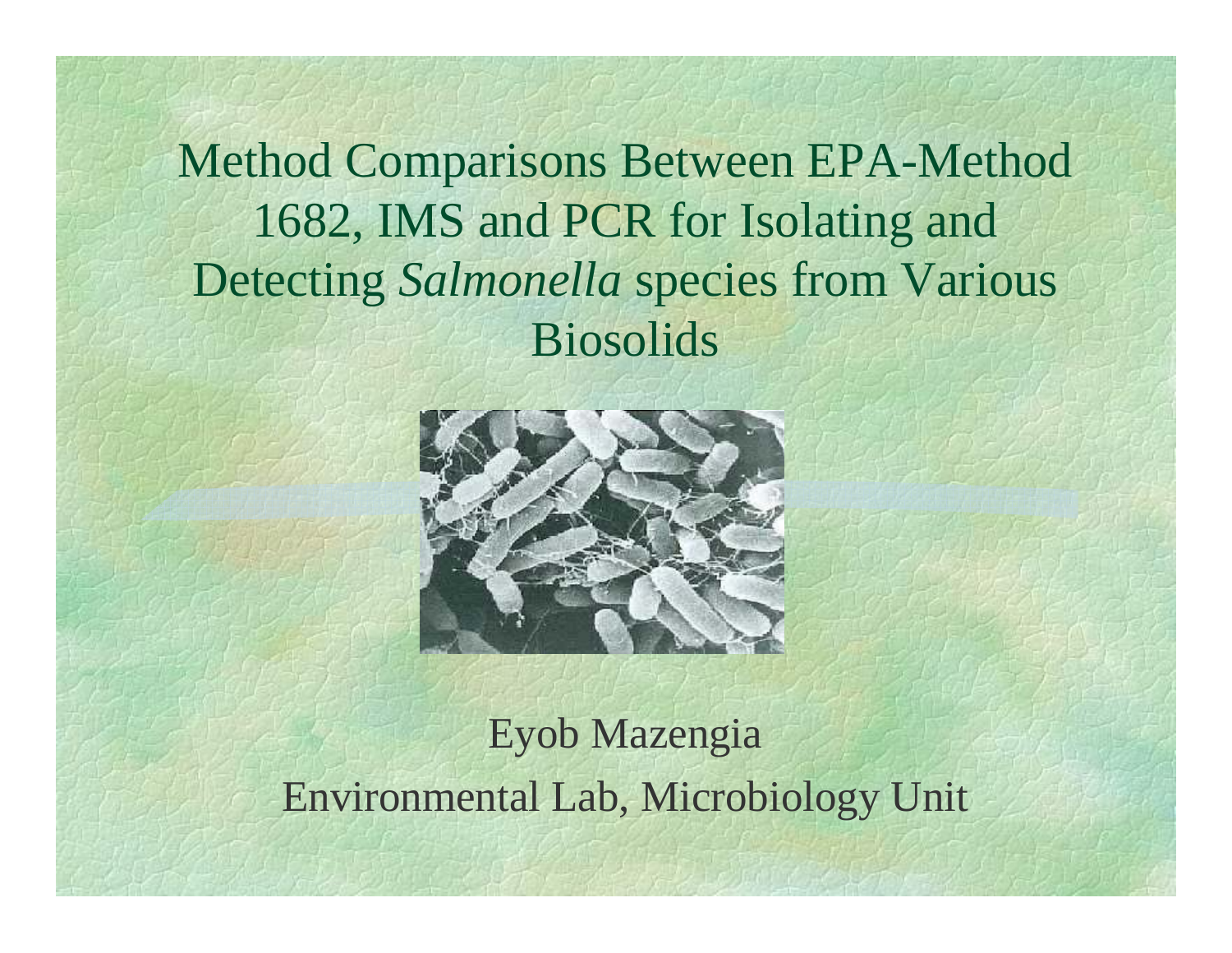# Method Comparisons Between EPA-Method 1682, IMS and PCR for Isolating and Detecting *Salmonella* species from Various Biosolids

Eyob Mazengia

Environmental Lab, Microbiology Unit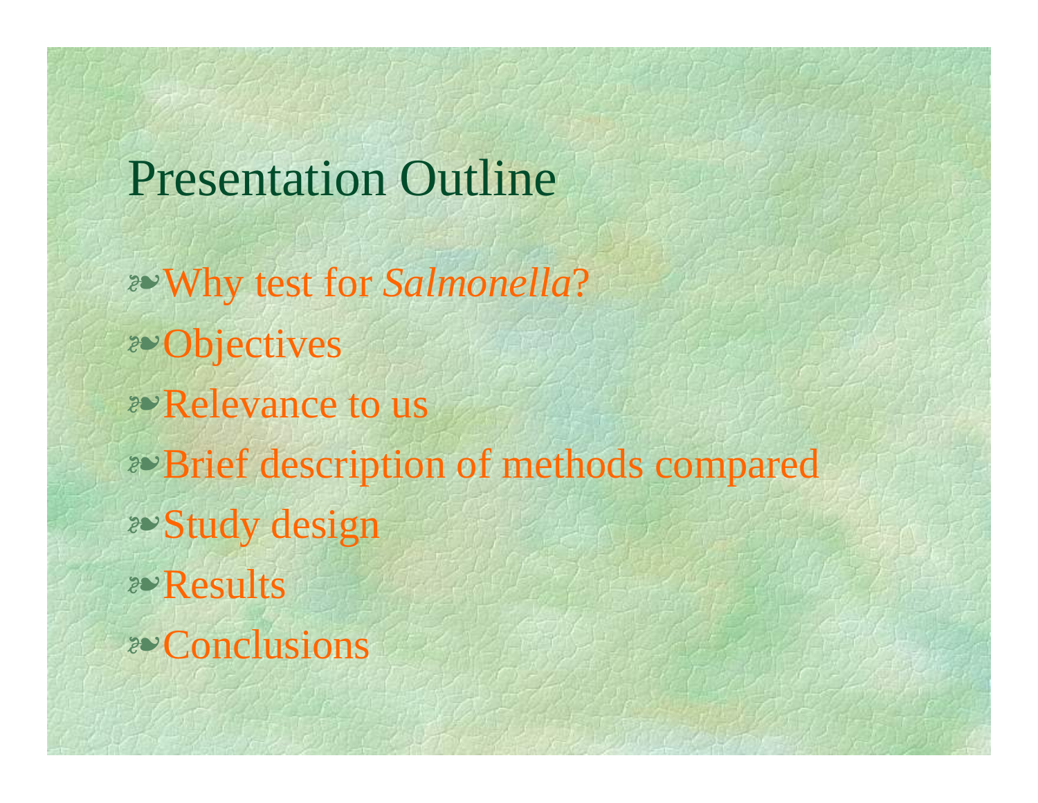# Presentation Outline

- Why test for *Salmonella*?
- Objectives
- Relevance to us
- Brief description of methods compared
- Study design
- Results
- Conclusions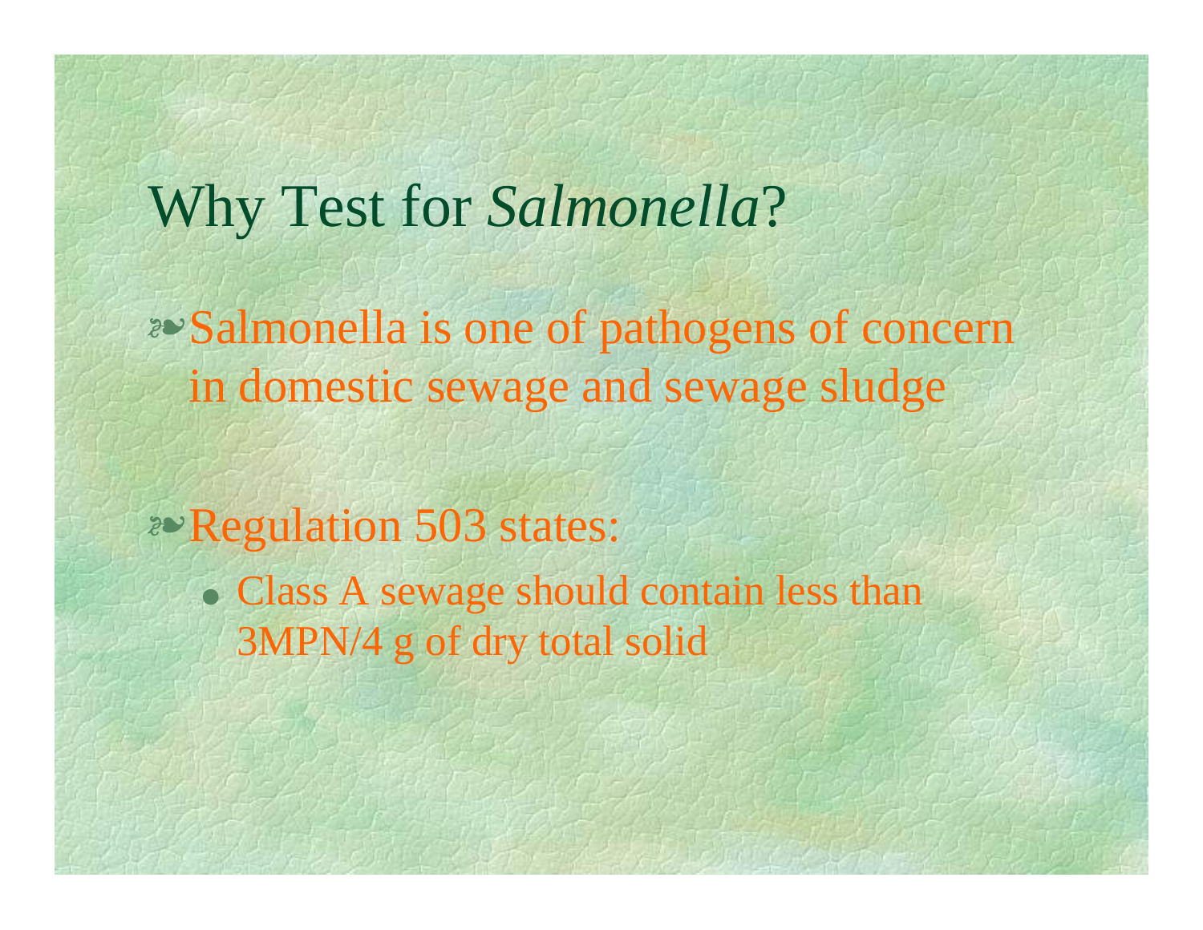# Why Test for *Salmonella*?

- Salmonella is one of pathogens of concern in domestic sewage and sewage sludge
- Regulation 503 states:
  - Class A sewage should contain less than 3MPN/4 g of dry total solid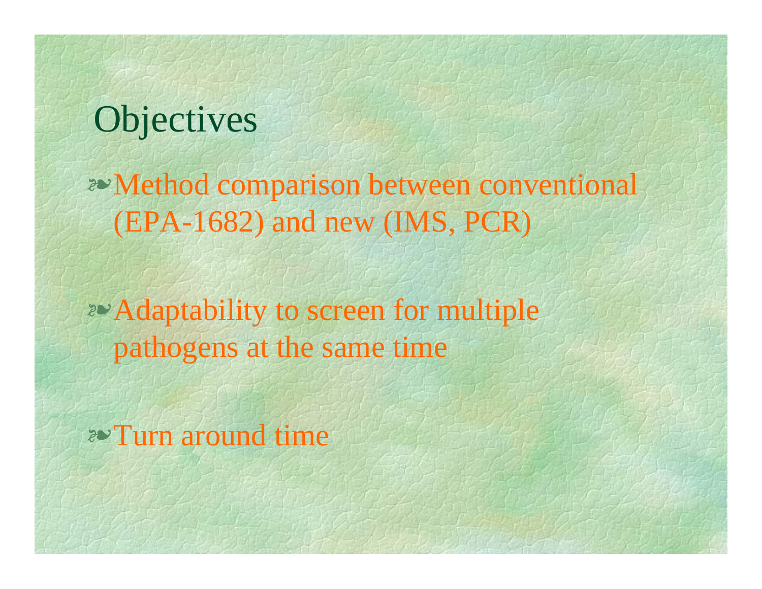# Objectives

- Method comparison between conventional (EPA-1682) and new (IMS, PCR)
- Adaptability to screen for multiple pathogens at the same time
- Turn around time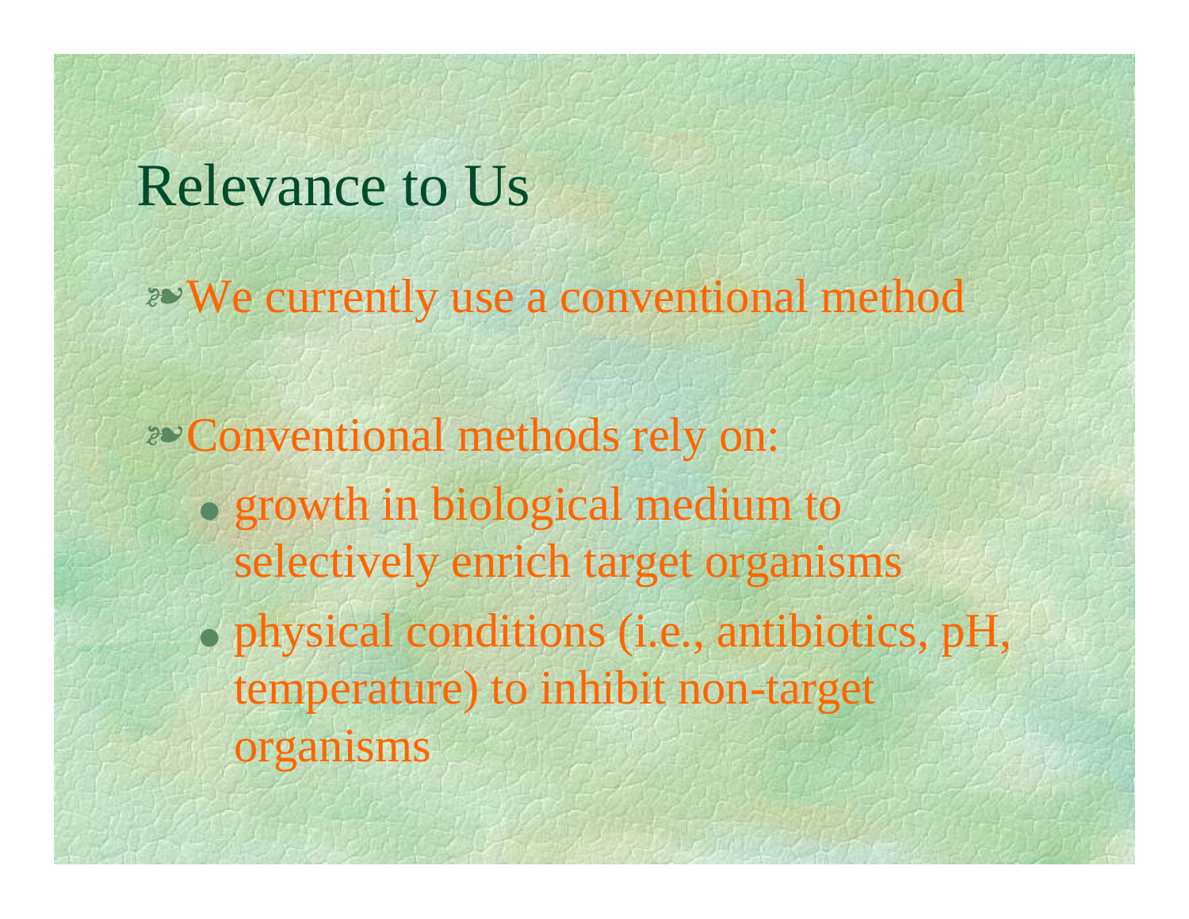# Relevance to Us

- We currently use a conventional method

- Conventional methods rely on:
  - growth in biological medium to selectively enrich target organisms
  - physical conditions (i.e., antibiotics, pH, temperature) to inhibit non-target organisms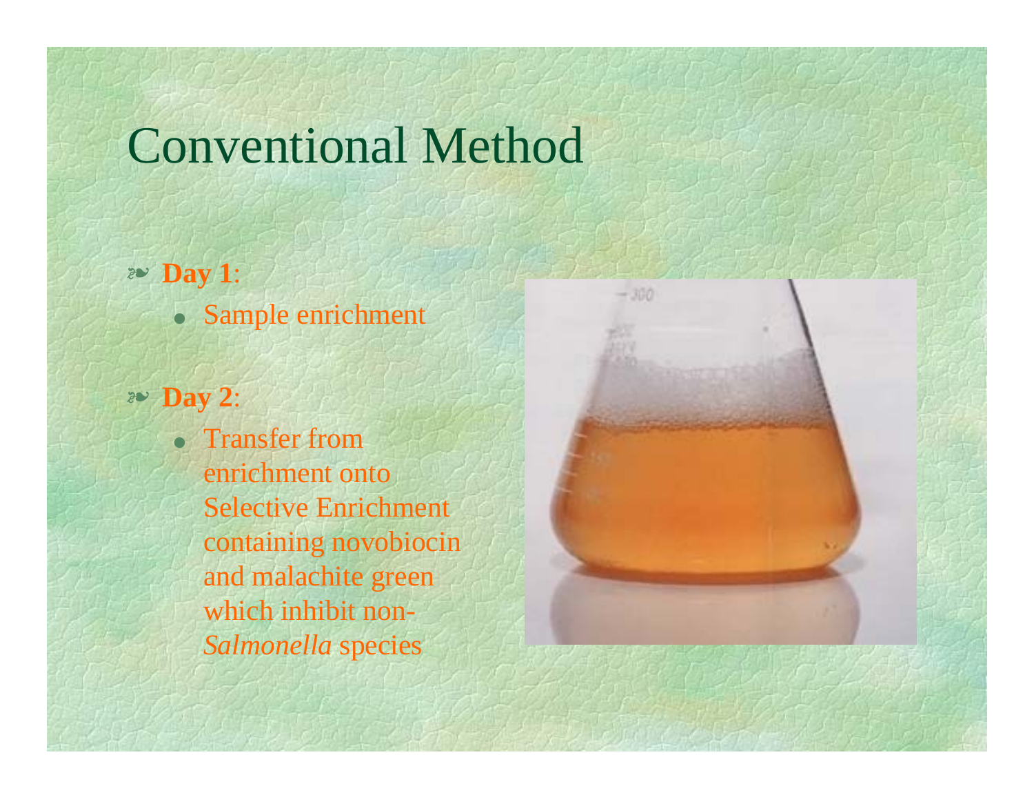# Conventional Method

- **Day 1**:
  - Sample enrichment
- **Day 2**:
  - Transfer from enrichment onto Selective Enrichment containing novobiocin and malachite green which inhibit non-*Salmonella* species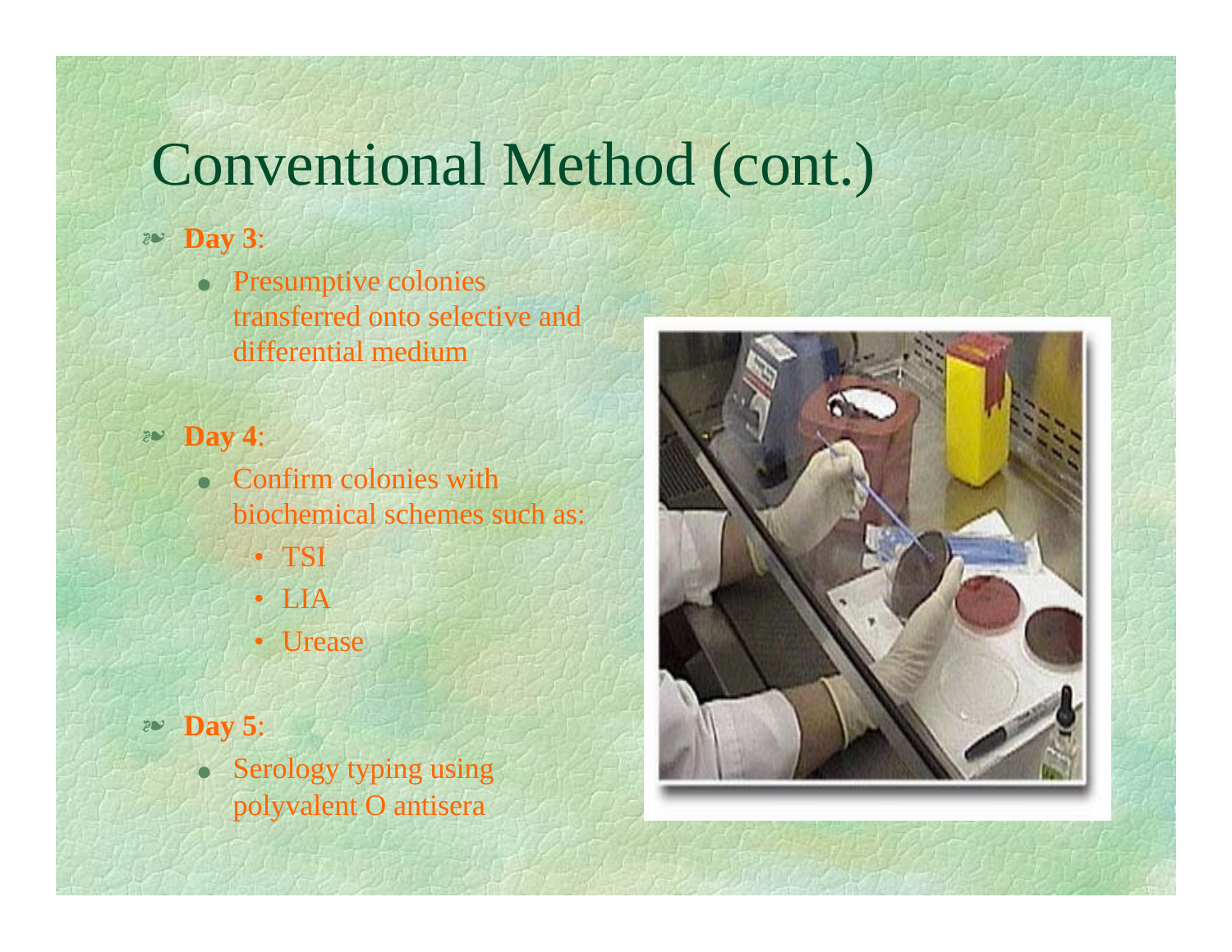# Conventional Method (cont.)

- **Day 3**:
  - Presumptive colonies transferred onto selective and differential medium
- **Day 4**:
  - Confirm colonies with biochemical schemes such as:
    - TSI
    - LIA
    - Urease
- **Day 5**:
  - Serology typing using polyvalent O antisera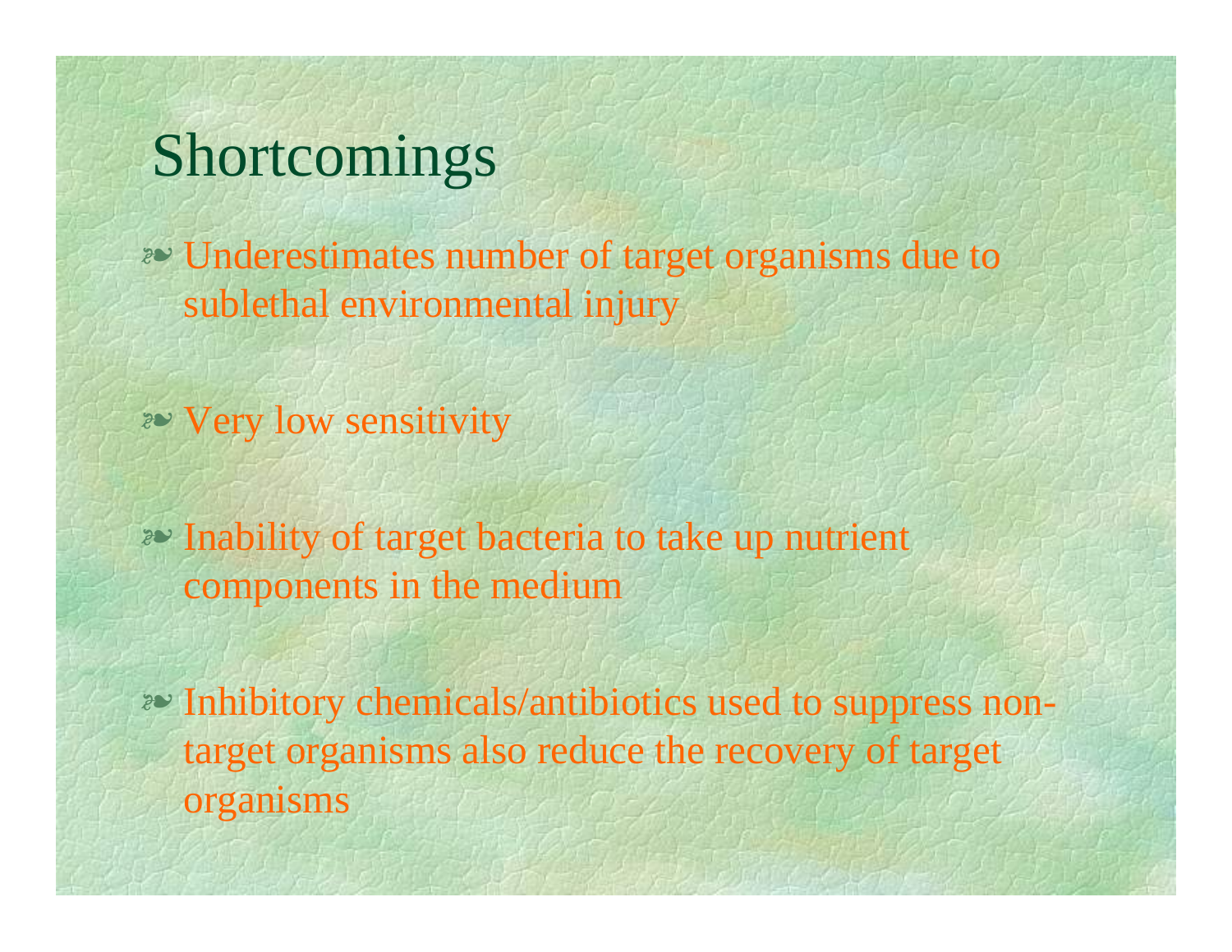# Shortcomings

- Underestimates number of target organisms due to sublethal environmental injury
- Very low sensitivity
- Inability of target bacteria to take up nutrient components in the medium
- Inhibitory chemicals/antibiotics used to suppress non-target organisms also reduce the recovery of target organisms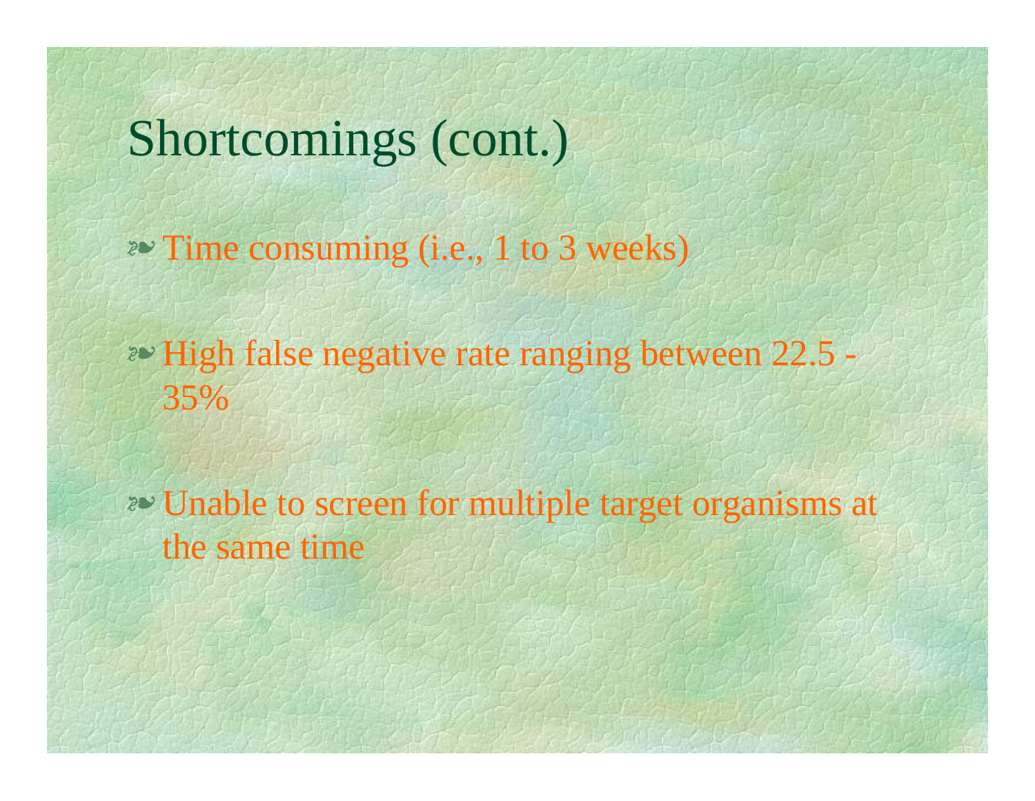# Shortcomings (cont.)

- Time consuming (i.e., 1 to 3 weeks)
- High false negative rate ranging between 22.5 - 35%
- Unable to screen for multiple target organisms at the same time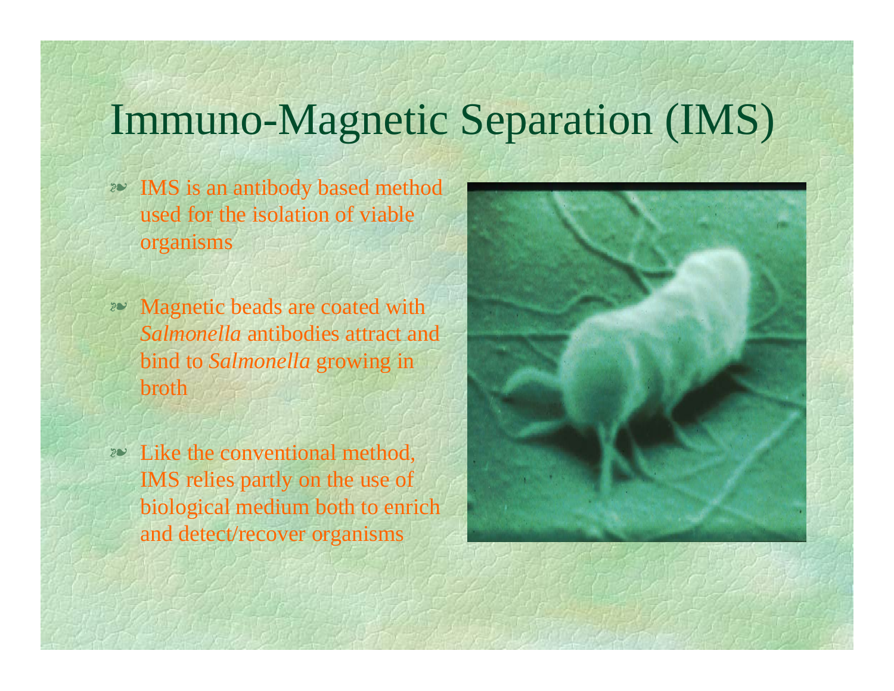# Immuno-Magnetic Separation (IMS)

- IMS is an antibody based method used for the isolation of viable organisms
- Magnetic beads are coated with *Salmonella* antibodies attract and bind to *Salmonella* growing in broth
- Like the conventional method, IMS relies partly on the use of biological medium both to enrich and detect/recover organisms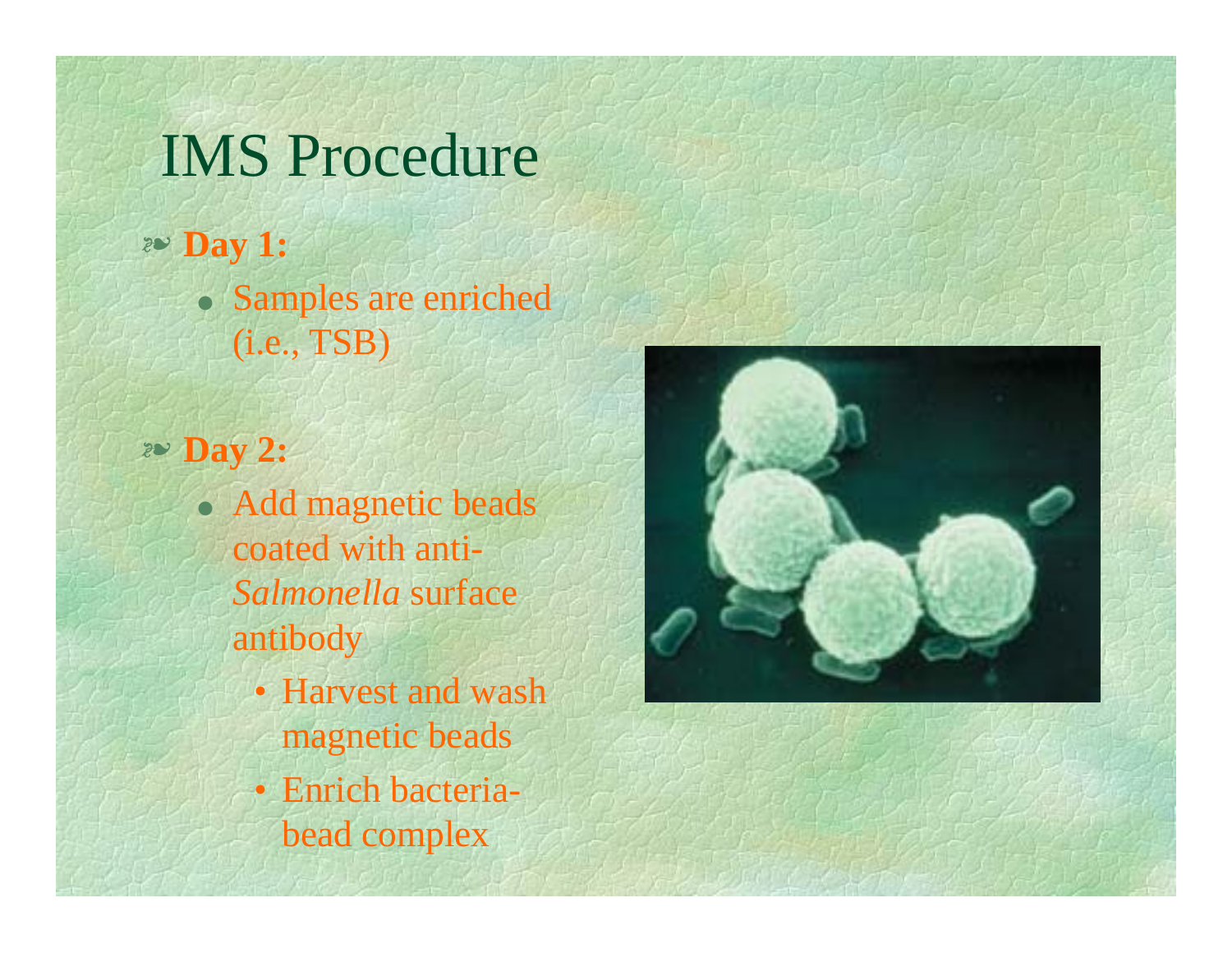# IMS Procedure

- **Day 1:**
  - Samples are enriched (i.e., TSB)

- **Day 2:**
  - Add magnetic beads coated with anti-*Salmonella* surface antibody
    - Harvest and wash magnetic beads
    - Enrich bacteria-bead complex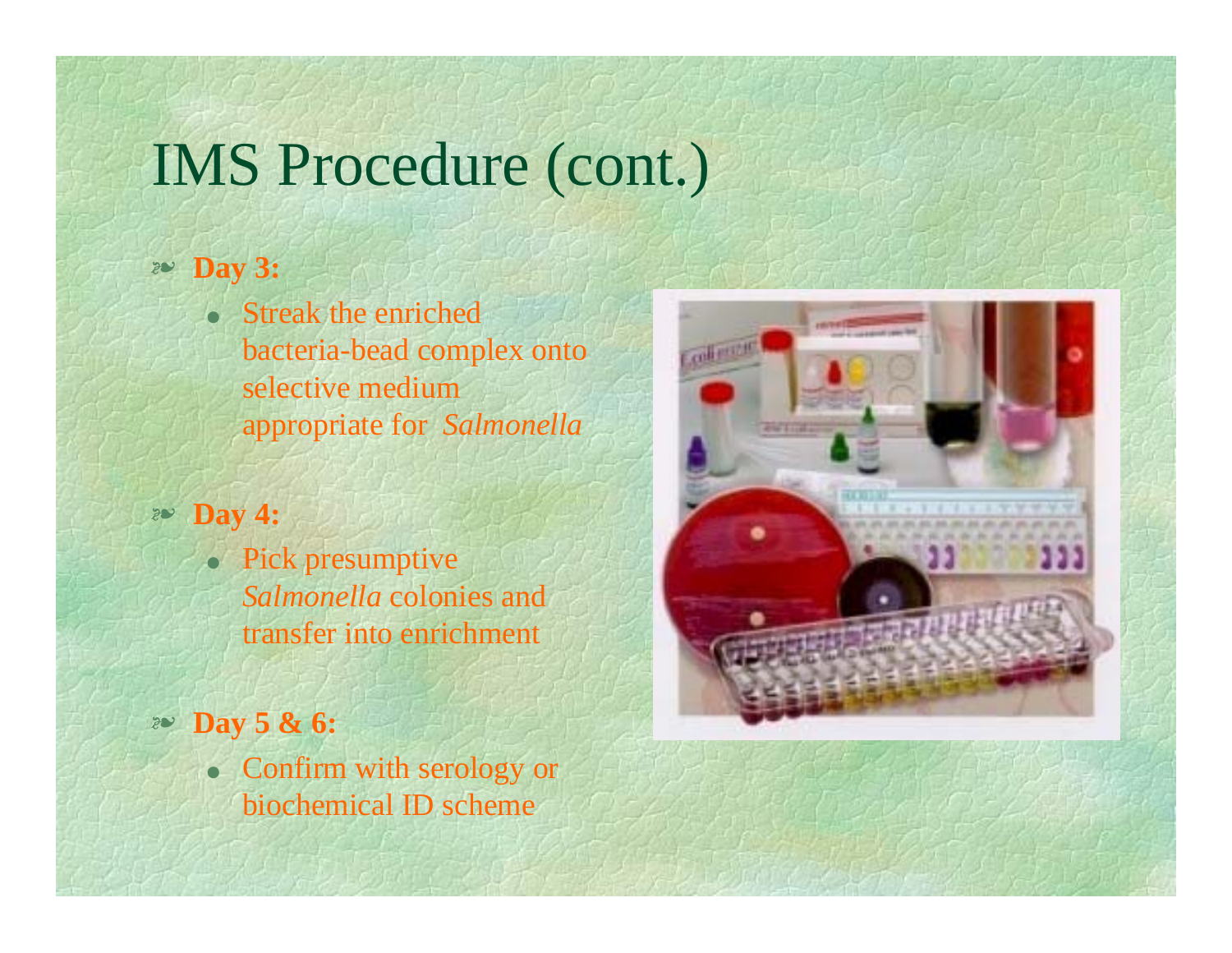# IMS Procedure (cont.)

- **Day 3:**
  - Streak the enriched bacteria-bead complex onto selective medium appropriate for *Salmonella*
- **Day 4:**
  - Pick presumptive *Salmonella* colonies and transfer into enrichment
- **Day 5 & 6:**
  - Confirm with serology or biochemical ID scheme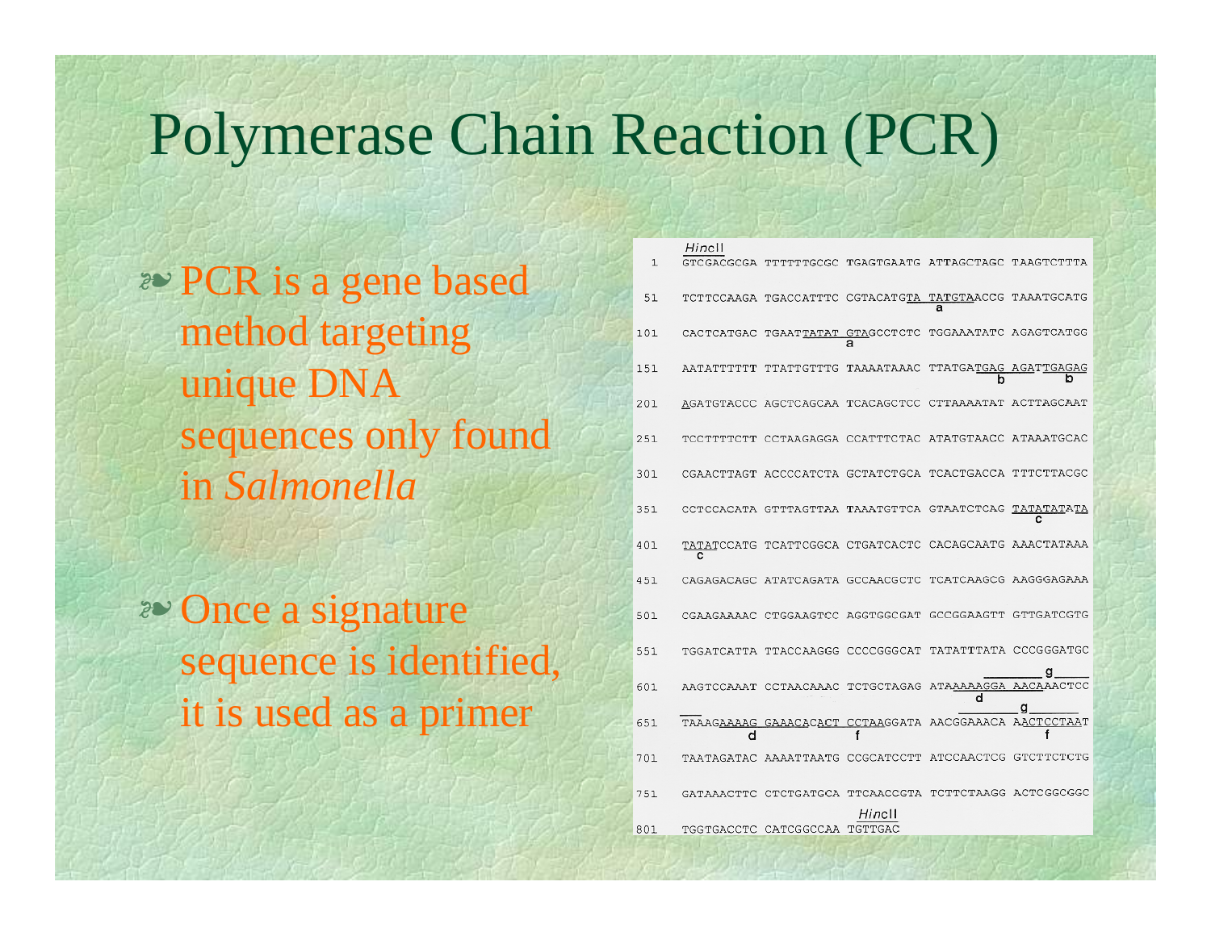# Polymerase Chain Reaction (PCR)

- PCR is a gene based method targeting unique DNA sequences only found in *Salmonella*
- Once a signature sequence is identified, it is used as a primer

```
    HincII
1   GTCGACGCGA TTTTTTGCGC TGAGTGAATG ATTAGCTAGC TAAGTCTTTA
51  TCTTCCAAGA TGACCATTTC CGTACATGTA TATGTAACCG TAAATGCATG
                                  a
101 CACTCATGAC TGAATTATAT GTAGCCTCTC TGGAAATATC AGAGTCATGG
                       a
151 AATATTTTTT TTATTGTTTG TAAAATAAAC TTATGATGAG AGATTGAGAG
                                           b         b
201 AGATGTACCC AGCTCAGCAA TCACAGCTCC CTTAAAATAT ACTTAGCAAT
251 TCCTTTTCTT CCTAAGAGGA CCATTTCTAC ATATGTAACC ATAAATGCAC
301 CGAACTTAGT ACCCCATCTA GCTATCTGCA TCACTGACCA TTTCTTACGC
351 CCTCCACATA GTTTAGTTAA TAAATGTTCA GTAATCTCAG TATATATATA
                                                  c
401 TATATCCATG TCATTCGGCA CTGATCACTC CACAGCAATG AAACTATAAA
     c
451 CAGAGACAGC ATATCAGATA GCCAACGCTC TCATCAAGCG AAGGGAGAAA
501 CGAAGAAAAC CTGGAAGTCC AGGTGGCGAT GCCGGAAGTT GTTGATCGTG
551 TGGATCATTA TTACCAAGGG CCCCGGGCAT TATATTTATA CCCGGGATGC
                                                g
601 AAGTCCAAAT CCTAACAAAC TCTGCTAGAG ATAAAAAGGA AACAAACTCC
                                         d
                                              g
651 TAAAGAAAAG GAAACACACT CCTAAGGATA AACGGAAACA AACTCCTAAT
         d            f                           f
701 TAATAGATAC AAAATTAATG CCGCATCCTT ATCCAACTCG GTCTTCTCTG
751 GATAAACTTC CTCTGATGCA TTCAACCGTA TCTTCTAAGG ACTCGGCGGC
                         HincII
801 TGGTGACCTC CATCGGCCAA TGTTGAC
```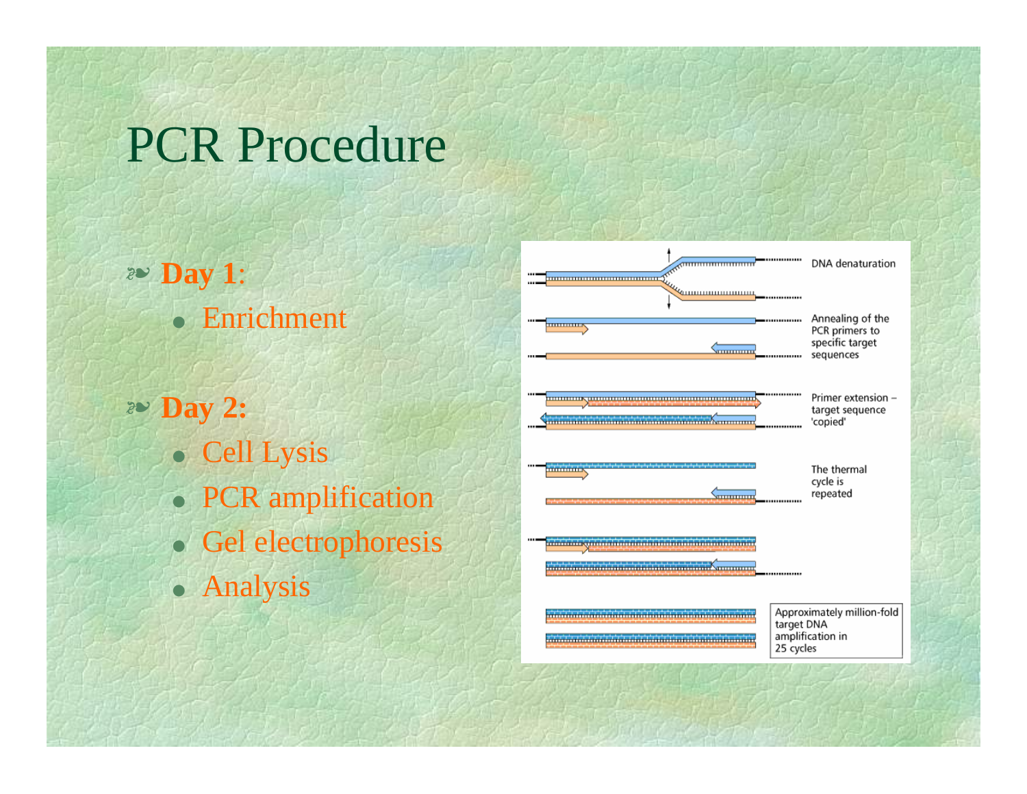# PCR Procedure

- **Day 1**:
  - Enrichment

- **Day 2:**
  - Cell Lysis
  - PCR amplification
  - Gel electrophoresis
  - Analysis

DNA denaturation

Annealing of the PCR primers to specific target sequences

Primer extension – target sequence 'copied'

The thermal cycle is repeated

Approximately million-fold target DNA amplification in 25 cycles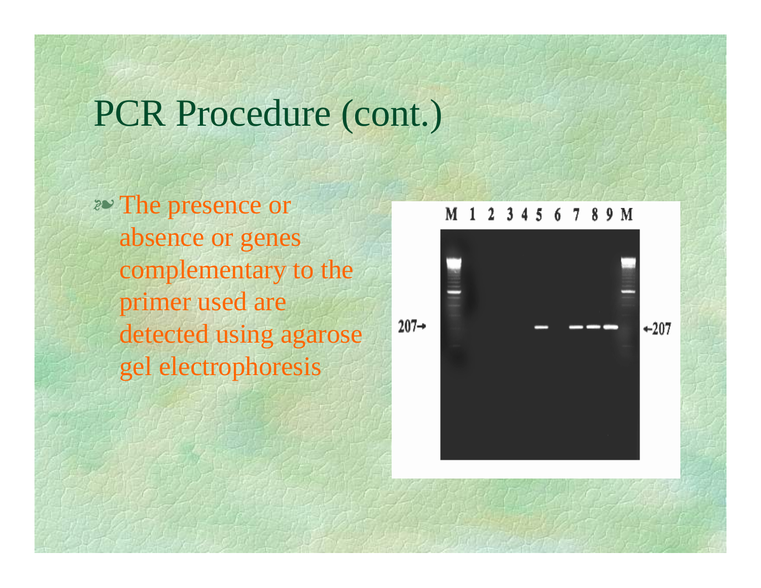# PCR Procedure (cont.)

- The presence or absence or genes complementary to the primer used are detected using agarose gel electrophoresis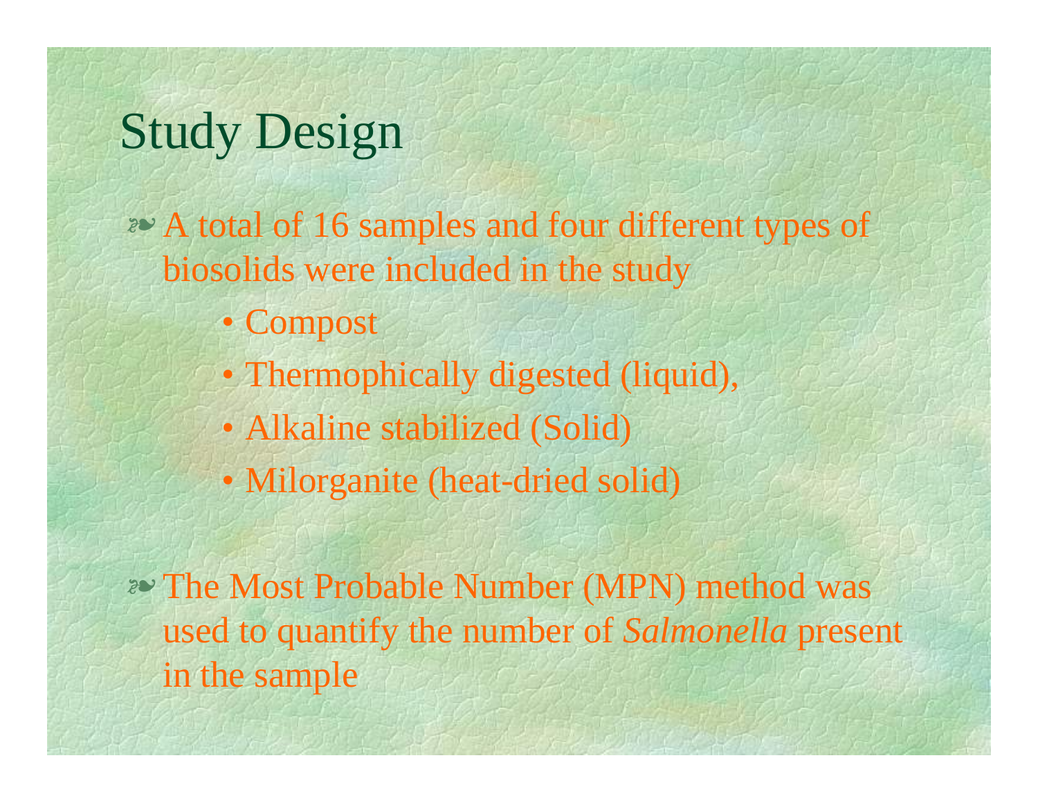# Study Design

- A total of 16 samples and four different types of biosolids were included in the study
  - Compost
  - Thermophically digested (liquid),
  - Alkaline stabilized (Solid)
  - Milorganite (heat-dried solid)

- The Most Probable Number (MPN) method was used to quantify the number of *Salmonella* present in the sample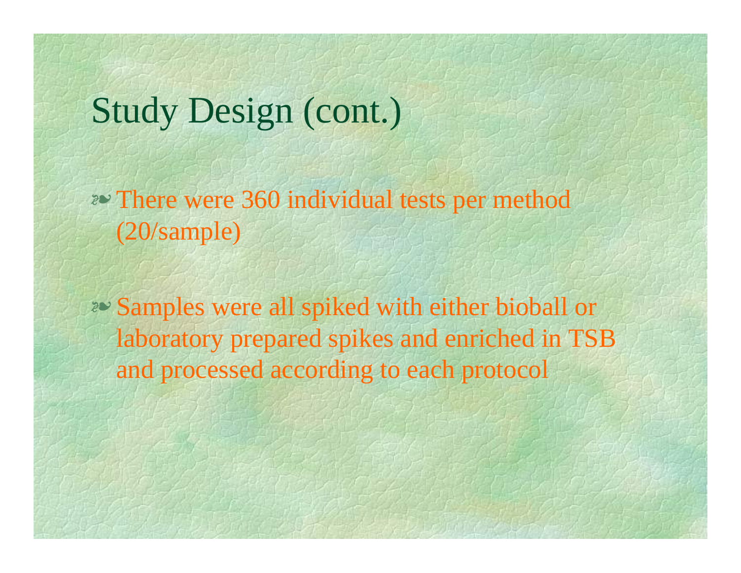# Study Design (cont.)

- There were 360 individual tests per method (20/sample)
- Samples were all spiked with either bioball or laboratory prepared spikes and enriched in TSB and processed according to each protocol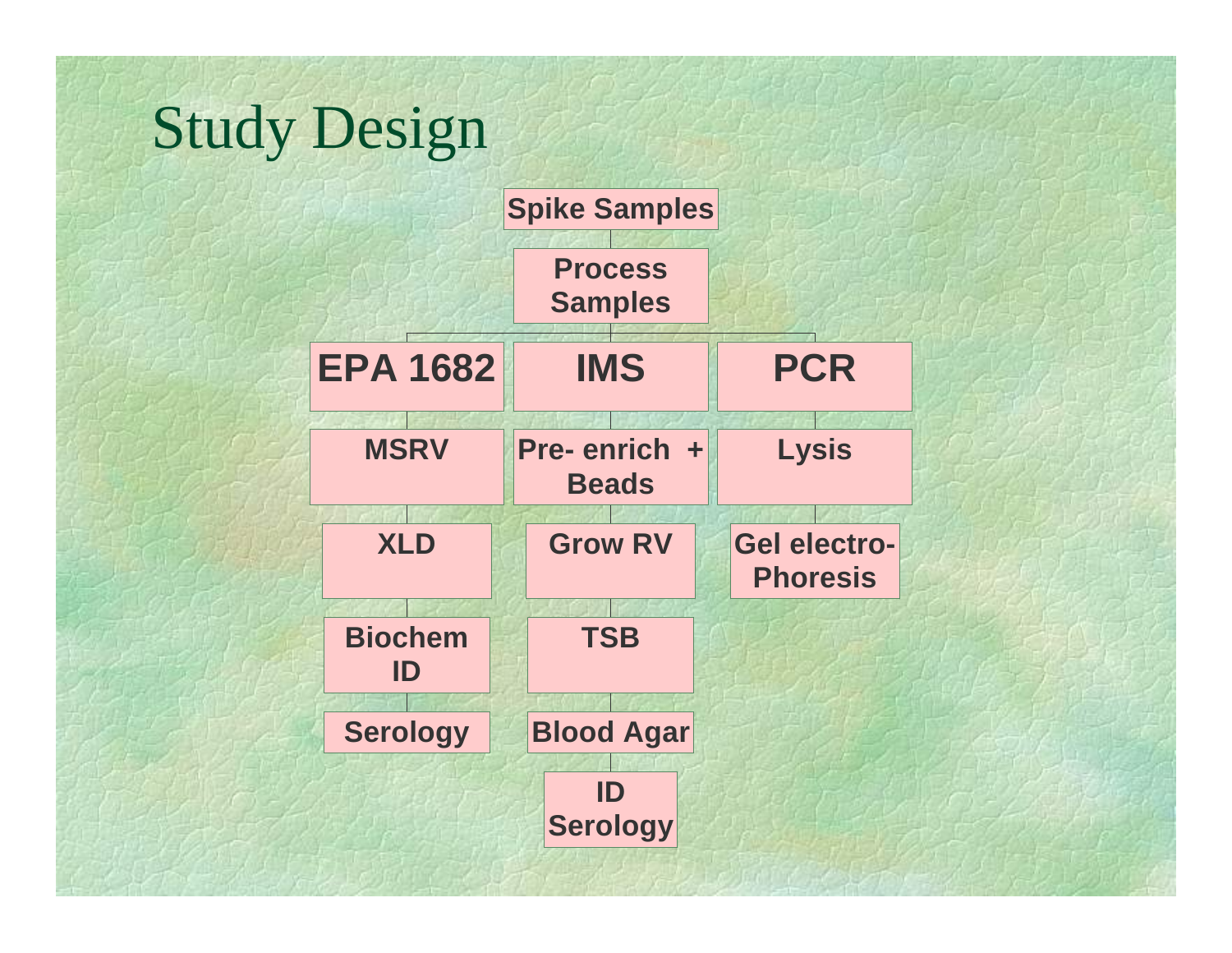# Study Design

- Spike Samples
  - Process Samples
    - EPA 1682
      - MSRV
      - XLD
      - Biochem ID
      - Serology
    - IMS
      - Pre- enrich + Beads
      - Grow RV
      - TSB
      - Blood Agar
      - ID Serology
    - PCR
      - Lysis
      - Gel electro-Phoresis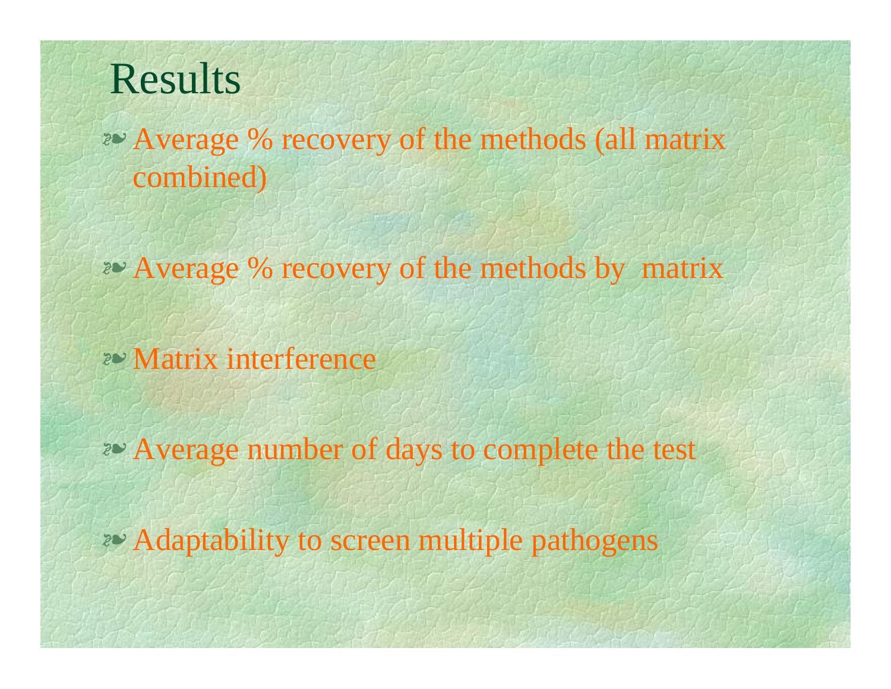# Results

- Average % recovery of the methods (all matrix combined)
- Average % recovery of the methods by matrix
- Matrix interference
- Average number of days to complete the test
- Adaptability to screen multiple pathogens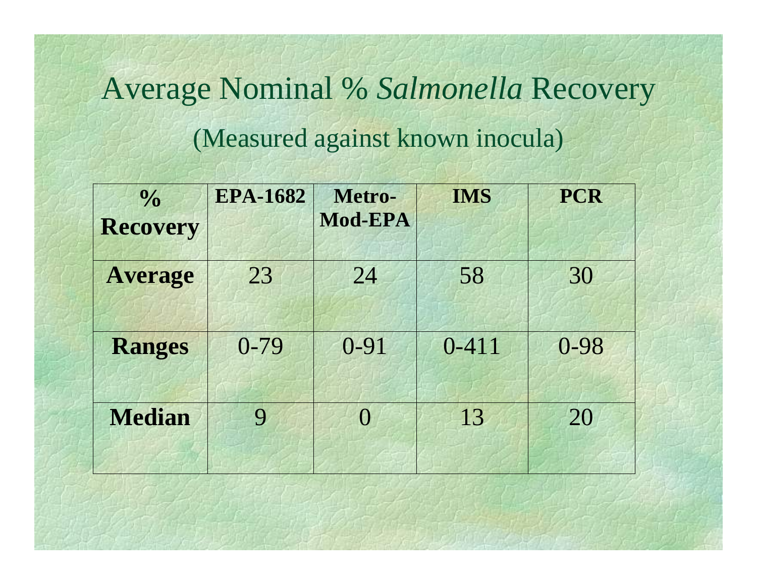# Average Nominal % *Salmonella* Recovery

(Measured against known inocula)

| % Recovery | EPA-1682 | Metro-Mod-EPA | IMS | PCR |
|---|---|---|---|---|
| **Average** | 23 | 24 | 58 | 30 |
| **Ranges** | 0-79 | 0-91 | 0-411 | 0-98 |
| **Median** | 9 | 0 | 13 | 20 |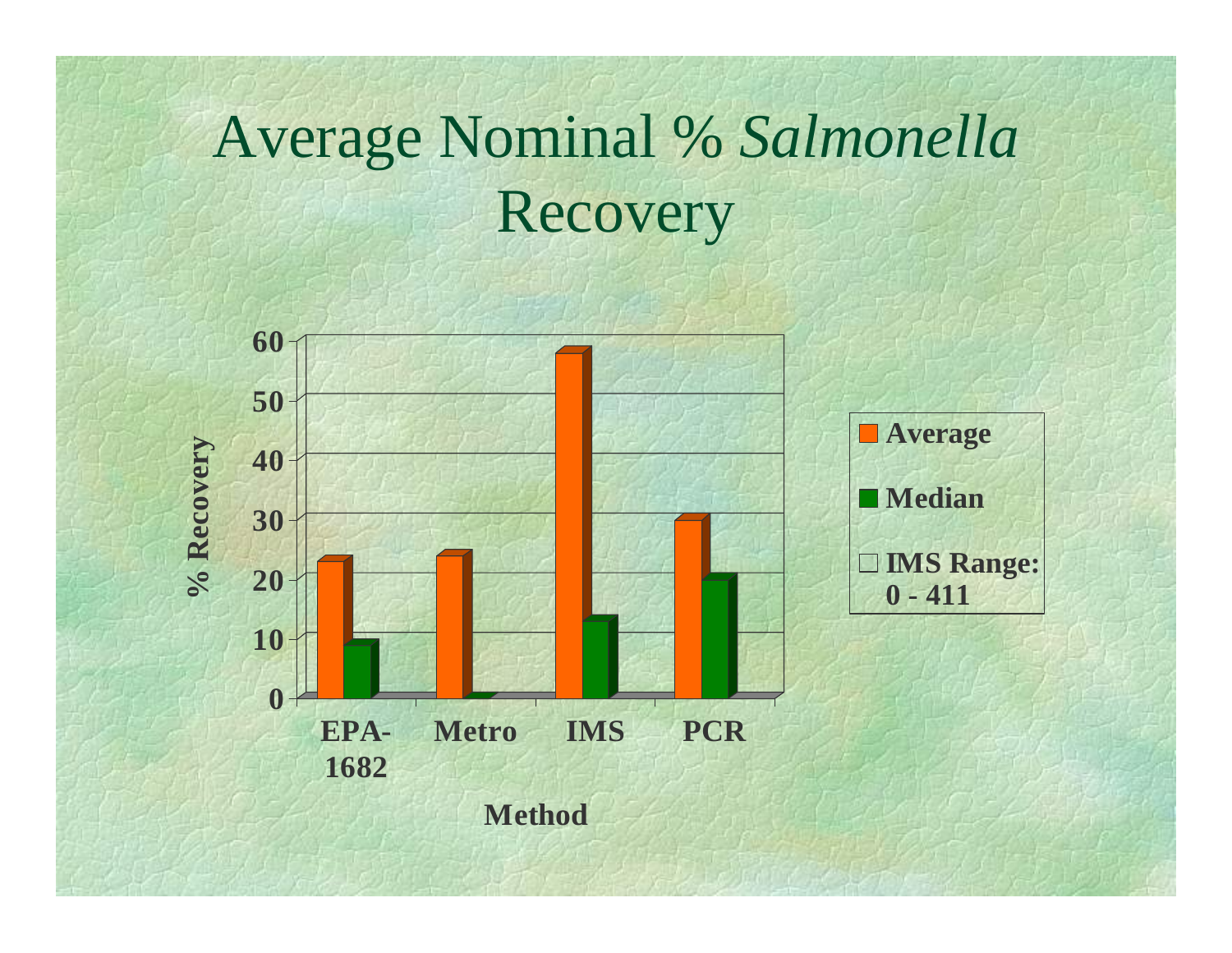# Average Nominal % *Salmonella* Recovery

| Method | Average | Median |
|---|---|---|
| EPA-1682 | 23 | 9 |
| Metro | 24 | 0 |
| IMS | 58 | 13 |
| PCR | 30 | 20 |

IMS Range: 0 - 411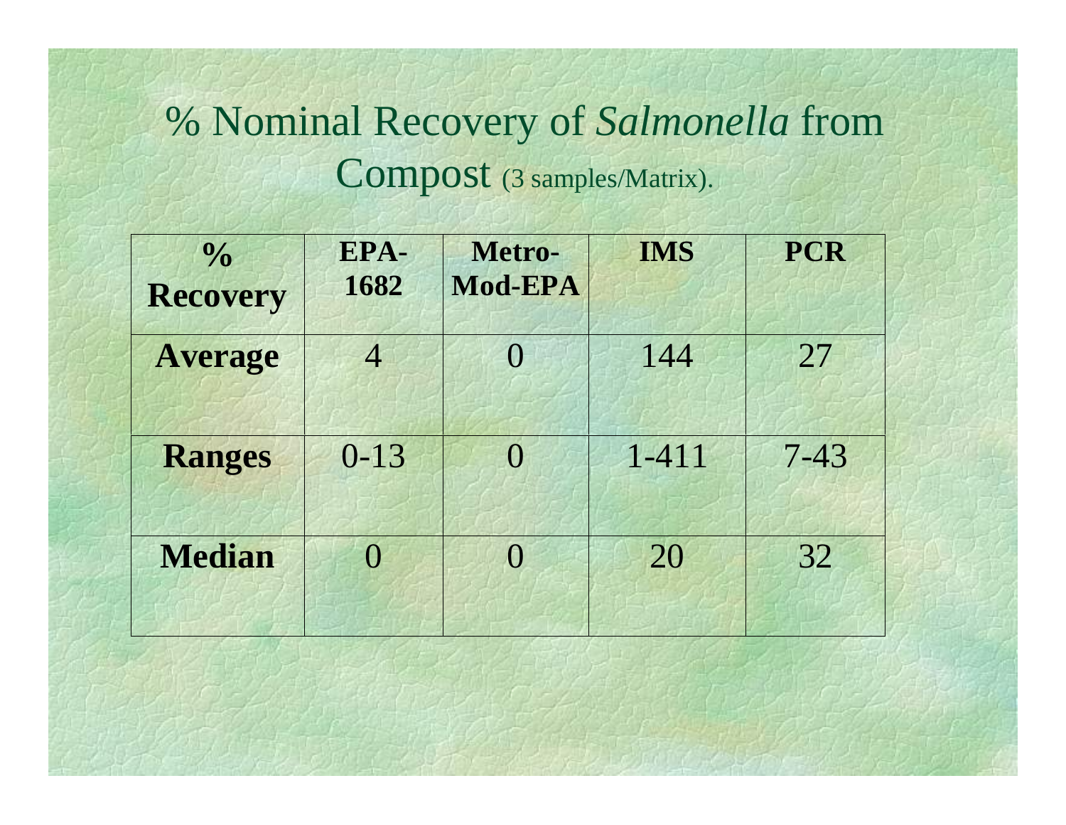# % Nominal Recovery of *Salmonella* from Compost (3 samples/Matrix).

| % Recovery | EPA-1682 | Metro-Mod-EPA | IMS | PCR |
|---|---|---|---|---|
| **Average** | 4 | 0 | 144 | 27 |
| **Ranges** | 0-13 | 0 | 1-411 | 7-43 |
| **Median** | 0 | 0 | 20 | 32 |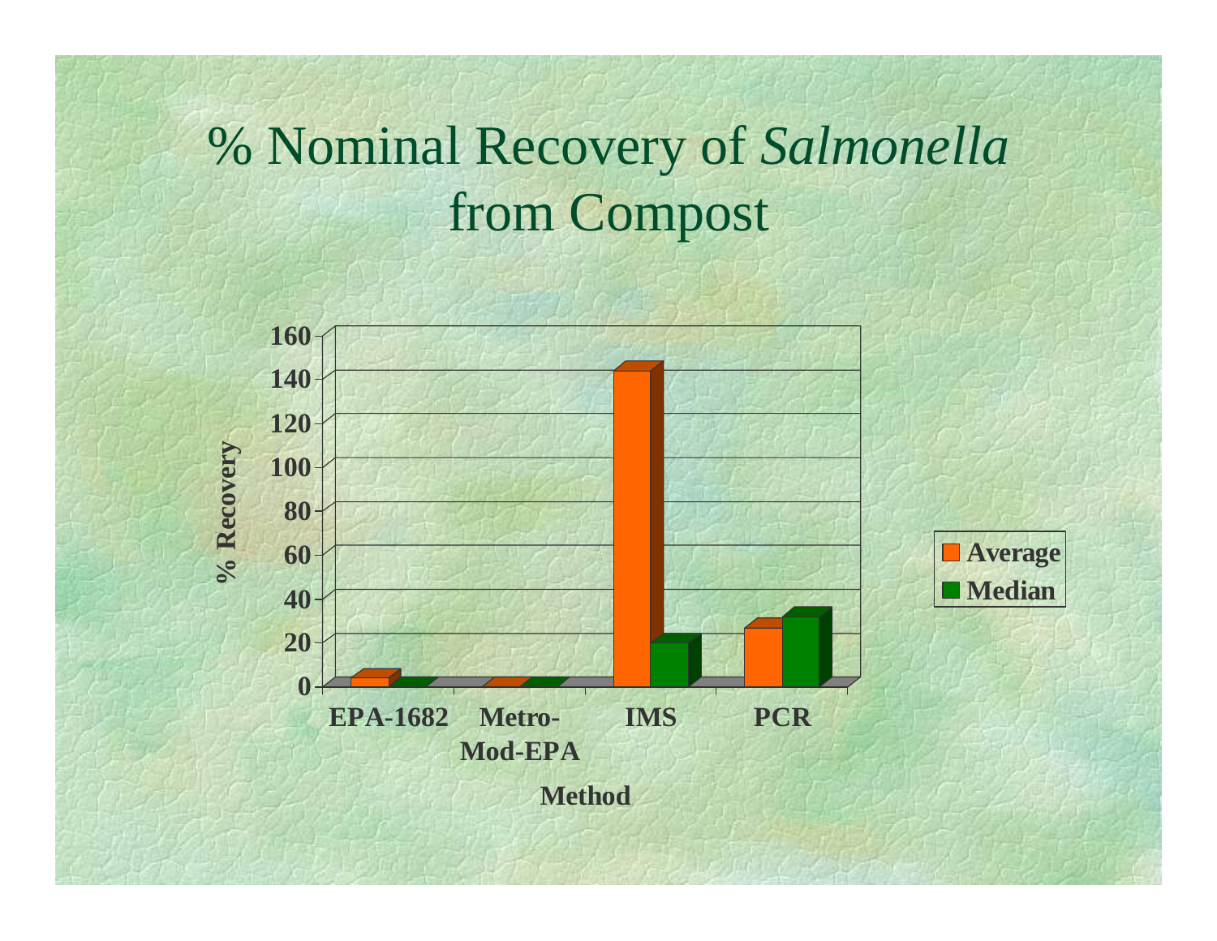# % Nominal Recovery of *Salmonella* from Compost

% Recovery

160
140
120
100
80
60
40
20
0

EPA-1682 | Metro-Mod-EPA | IMS | PCR

Method

Average
Median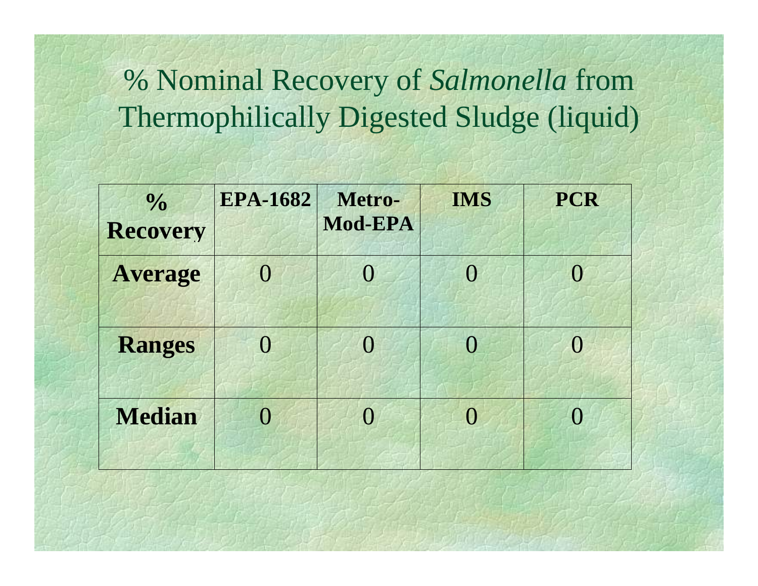# % Nominal Recovery of *Salmonella* from Thermophilically Digested Sludge (liquid)

| % Recovery | EPA-1682 | Metro-Mod-EPA | IMS | PCR |
|---|---|---|---|---|
| **Average** | 0 | 0 | 0 | 0 |
| **Ranges** | 0 | 0 | 0 | 0 |
| **Median** | 0 | 0 | 0 | 0 |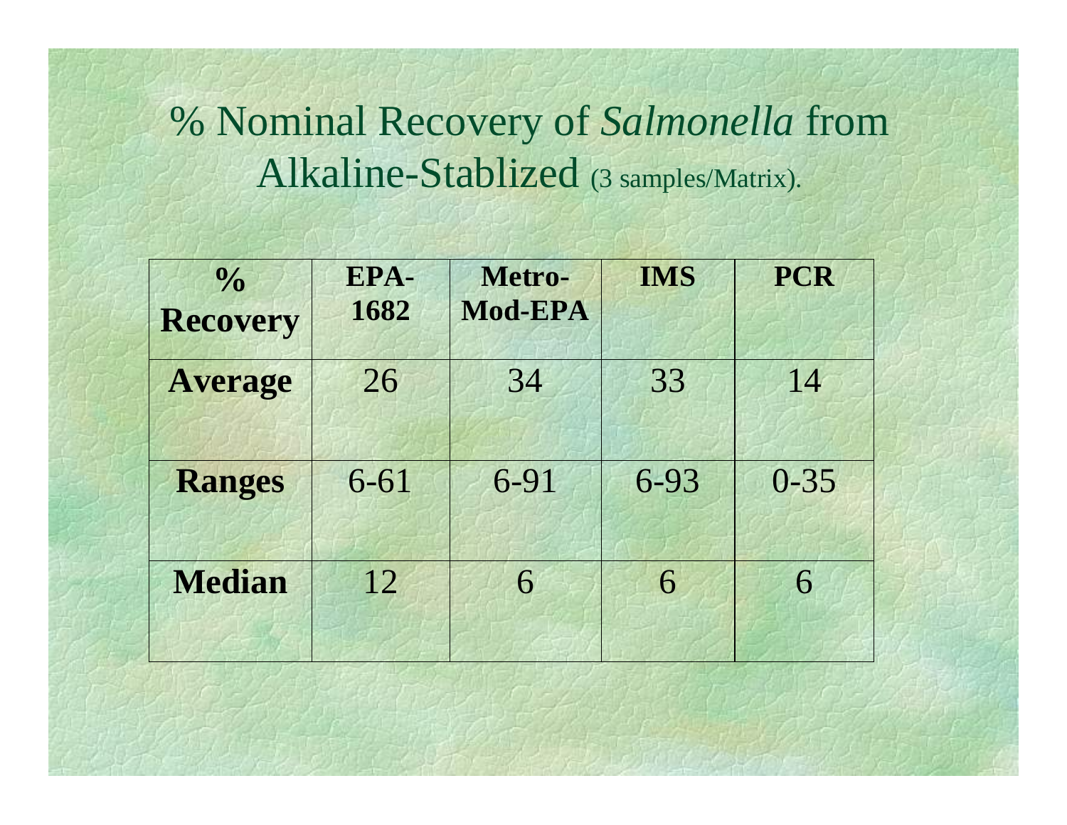# % Nominal Recovery of *Salmonella* from Alkaline-Stablized (3 samples/Matrix).

| % Recovery | EPA-1682 | Metro-Mod-EPA | IMS | PCR |
|---|---|---|---|---|
| **Average** | 26 | 34 | 33 | 14 |
| **Ranges** | 6-61 | 6-91 | 6-93 | 0-35 |
| **Median** | 12 | 6 | 6 | 6 |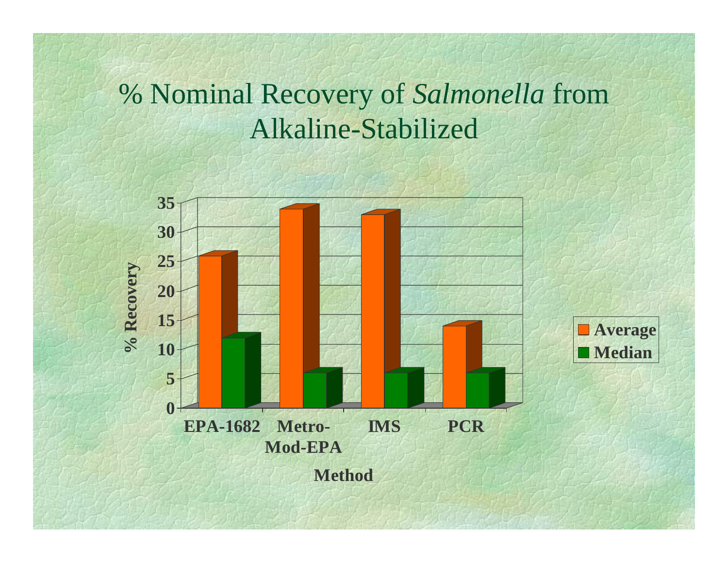# % Nominal Recovery of *Salmonella* from Alkaline-Stabilized

| Method | Average | Median |
|---|---|---|
| EPA-1682 | ~25.5 | ~11.5 |
| Metro-Mod-EPA | ~33.5 | ~5.5 |
| IMS | ~32.5 | ~5.5 |
| PCR | ~13.5 | ~5.5 |

% Recovery

Method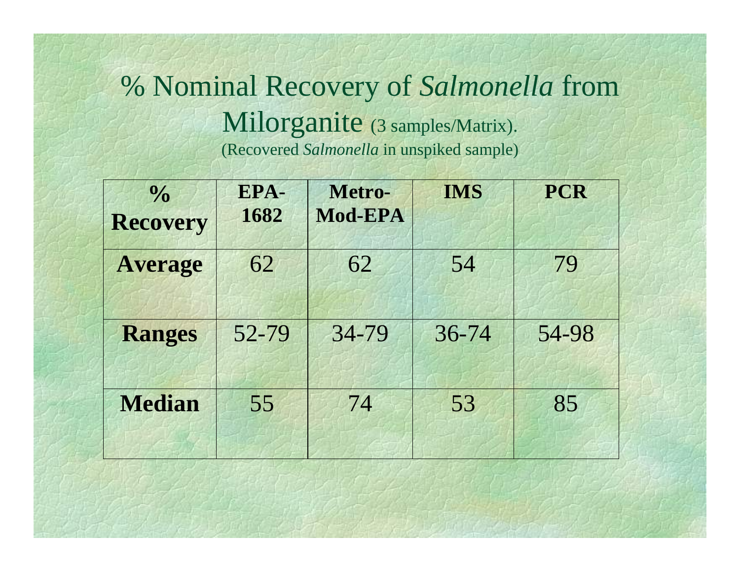# % Nominal Recovery of *Salmonella* from Milorganite (3 samples/Matrix).

(Recovered *Salmonella* in unspiked sample)

| % Recovery | EPA-1682 | Metro-Mod-EPA | IMS | PCR |
|---|---|---|---|---|
| **Average** | 62 | 62 | 54 | 79 |
| **Ranges** | 52-79 | 34-79 | 36-74 | 54-98 |
| **Median** | 55 | 74 | 53 | 85 |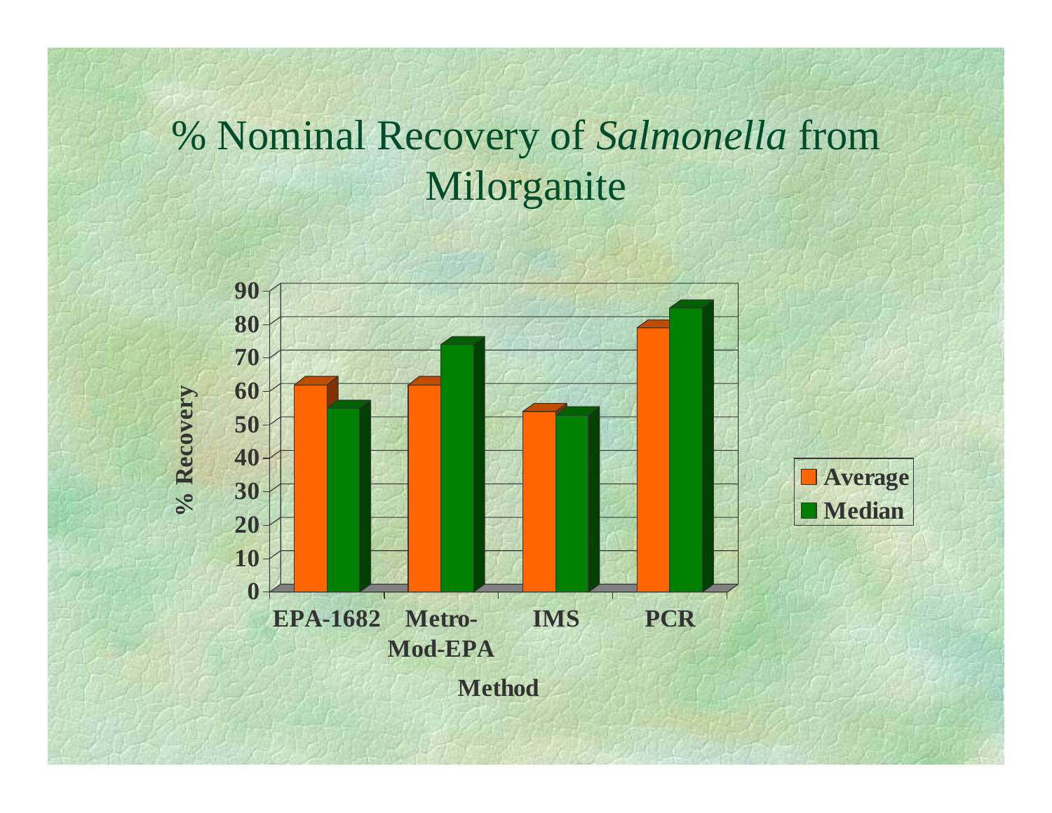# % Nominal Recovery of *Salmonella* from Milorganite

| Method | Average | Median |
|---|---|---|
| EPA-1682 | 61 | 54 |
| Metro-Mod-EPA | 61 | 73 |
| IMS | 53 | 52 |
| PCR | 78 | 84 |

% Recovery

Method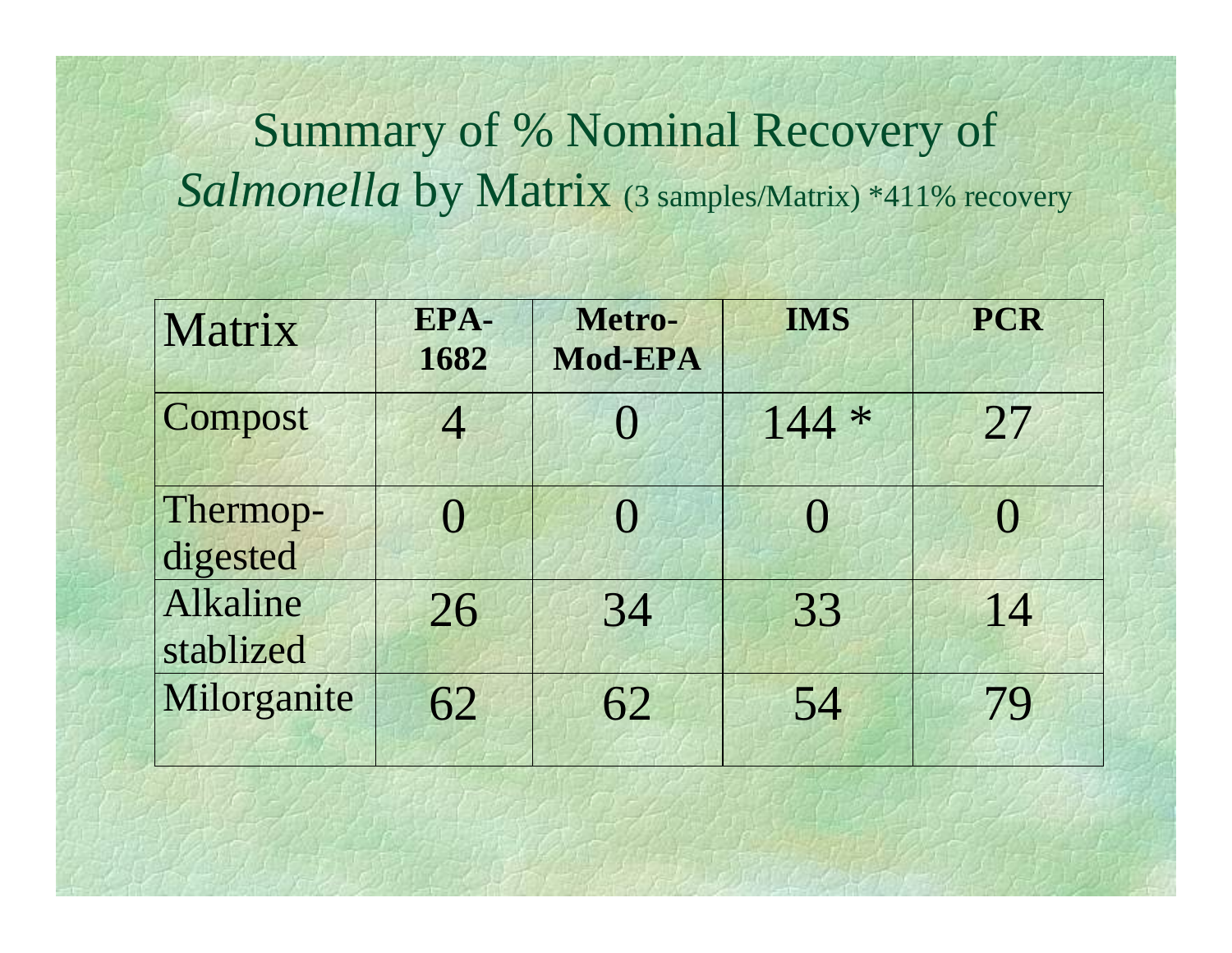# Summary of % Nominal Recovery of *Salmonella* by Matrix (3 samples/Matrix) *411% recovery

| Matrix | EPA-1682 | Metro-Mod-EPA | IMS | PCR |
|---|---|---|---|---|
| Compost | 4 | 0 | 144 * | 27 |
| Thermop-digested | 0 | 0 | 0 | 0 |
| Alkaline stablized | 26 | 34 | 33 | 14 |
| Milorganite | 62 | 62 | 54 | 79 |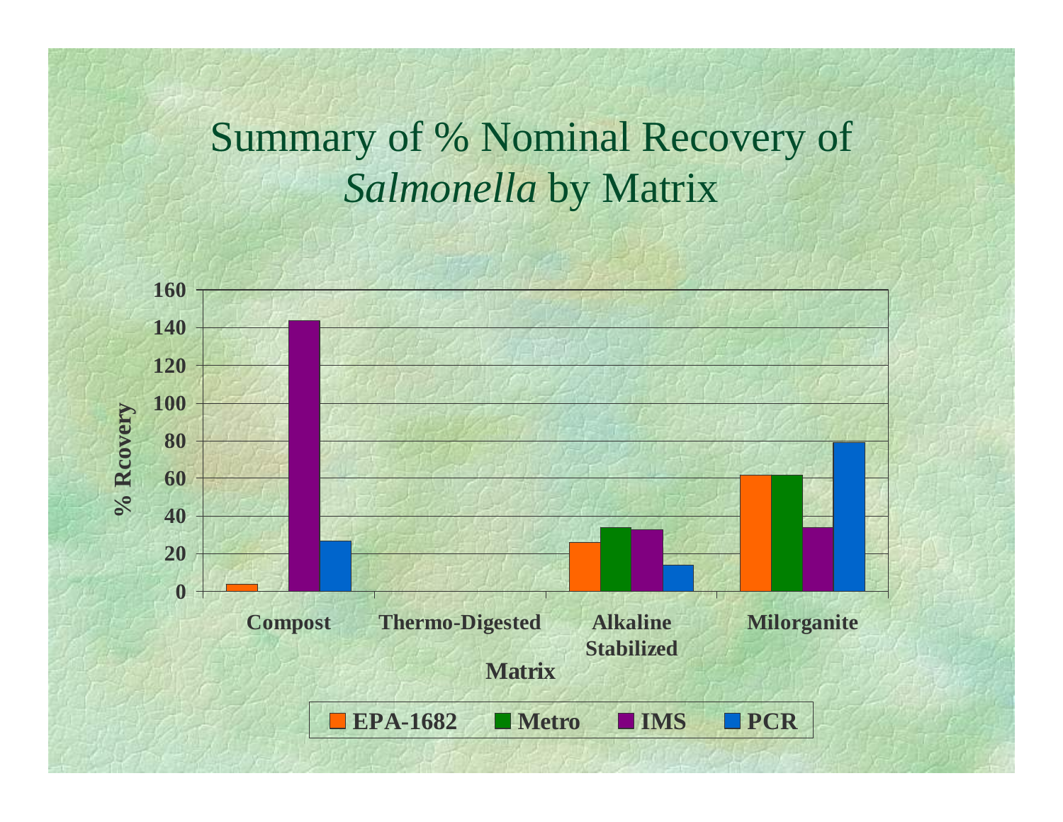# Summary of % Nominal Recovery of *Salmonella* by Matrix

| Matrix | EPA-1682 | Metro | IMS | PCR |
|---|---|---|---|---|
| Compost | 4 | | 144 | 27 |
| Thermo-Digested | | | | |
| Alkaline Stabilized | 26 | 34 | 33 | 14 |
| Milorganite | 62 | 62 | 34 | 79 |

% Rcovery

Matrix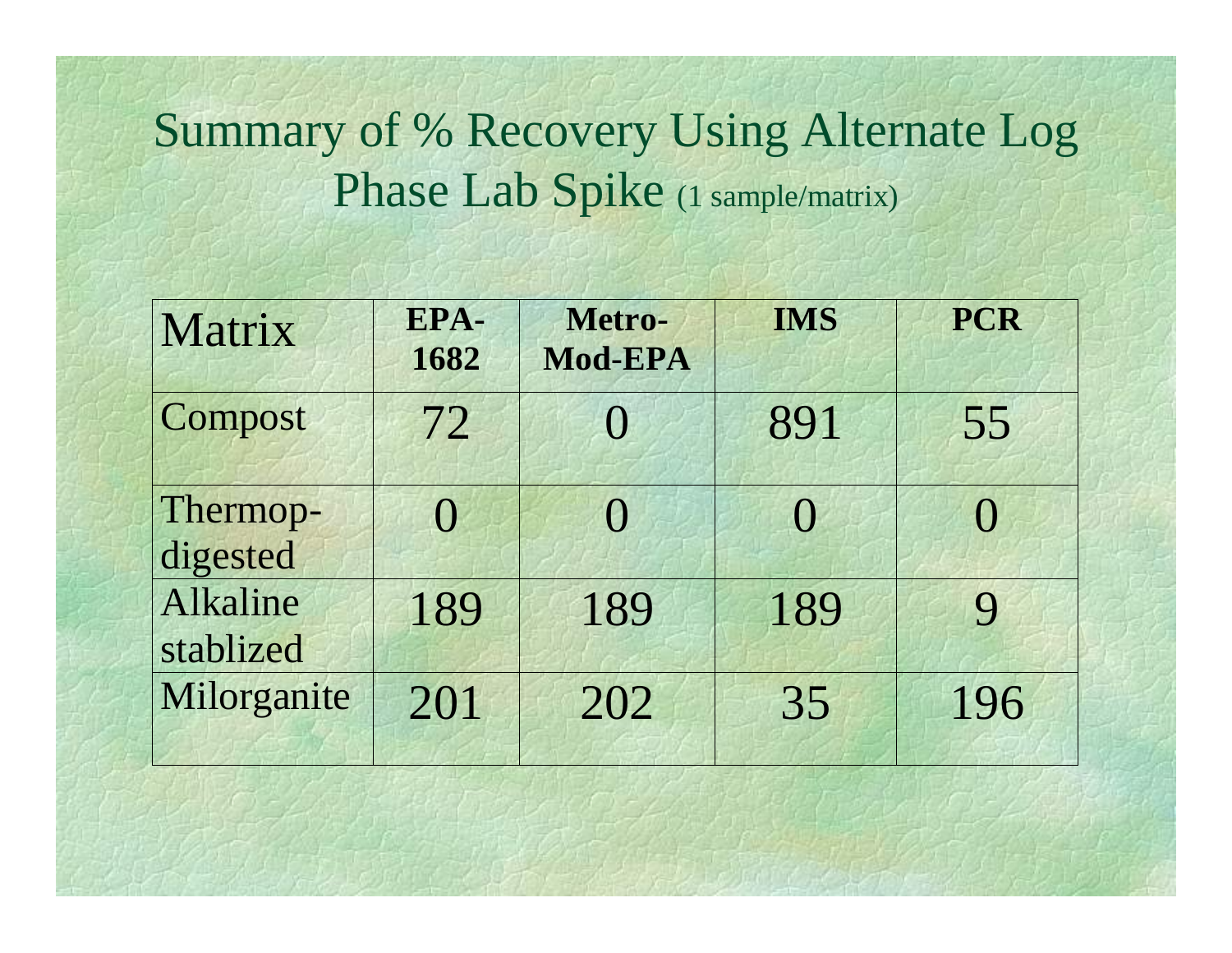# Summary of % Recovery Using Alternate Log Phase Lab Spike (1 sample/matrix)

| Matrix | EPA-1682 | Metro-Mod-EPA | IMS | PCR |
|---|---|---|---|---|
| Compost | 72 | 0 | 891 | 55 |
| Thermop-digested | 0 | 0 | 0 | 0 |
| Alkaline stablized | 189 | 189 | 189 | 9 |
| Milorganite | 201 | 202 | 35 | 196 |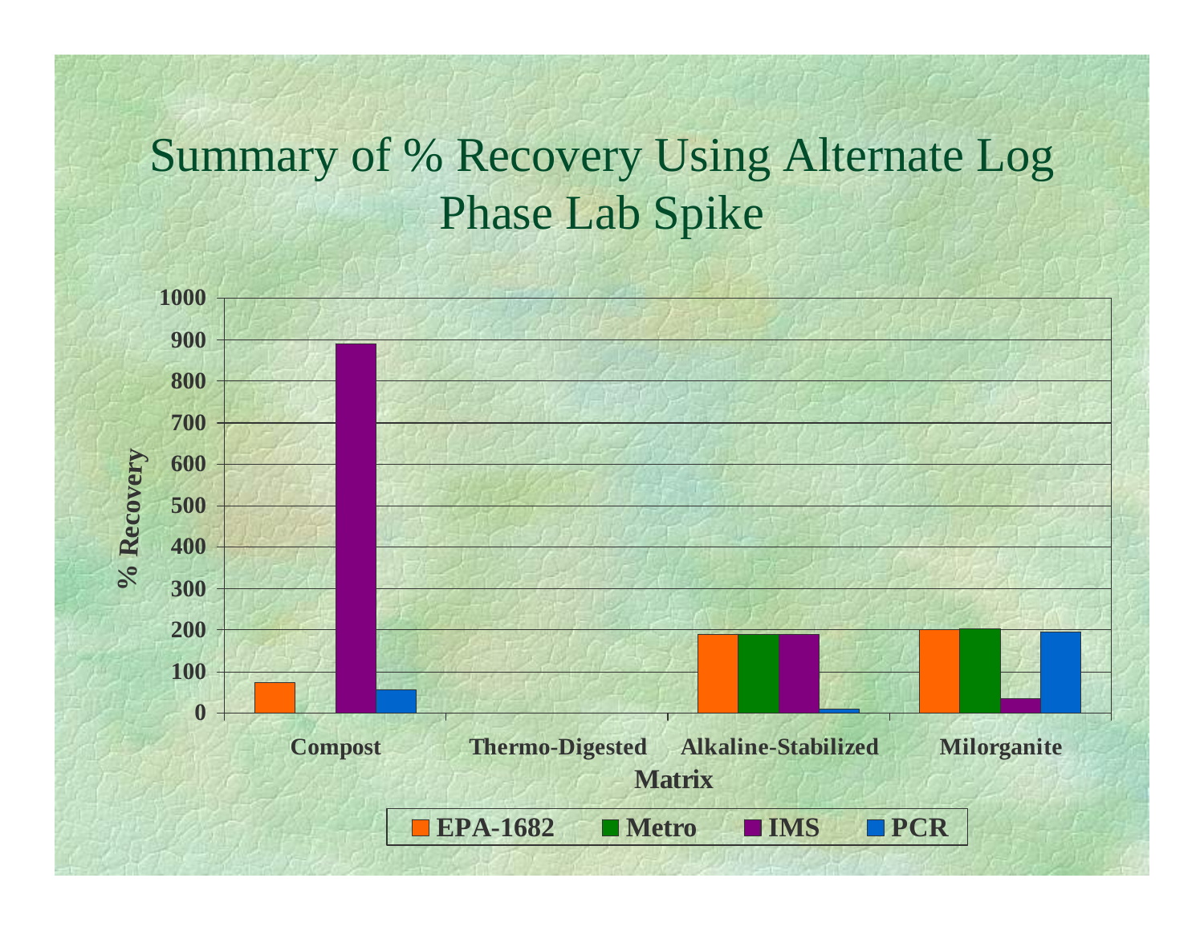# Summary of % Recovery Using Alternate Log Phase Lab Spike

% Recovery

1000
900
800
700
600
500
400
300
200
100
0

Compost
Thermo-Digested
Alkaline-Stabilized
Milorganite

Matrix

EPA-1682 Metro IMS PCR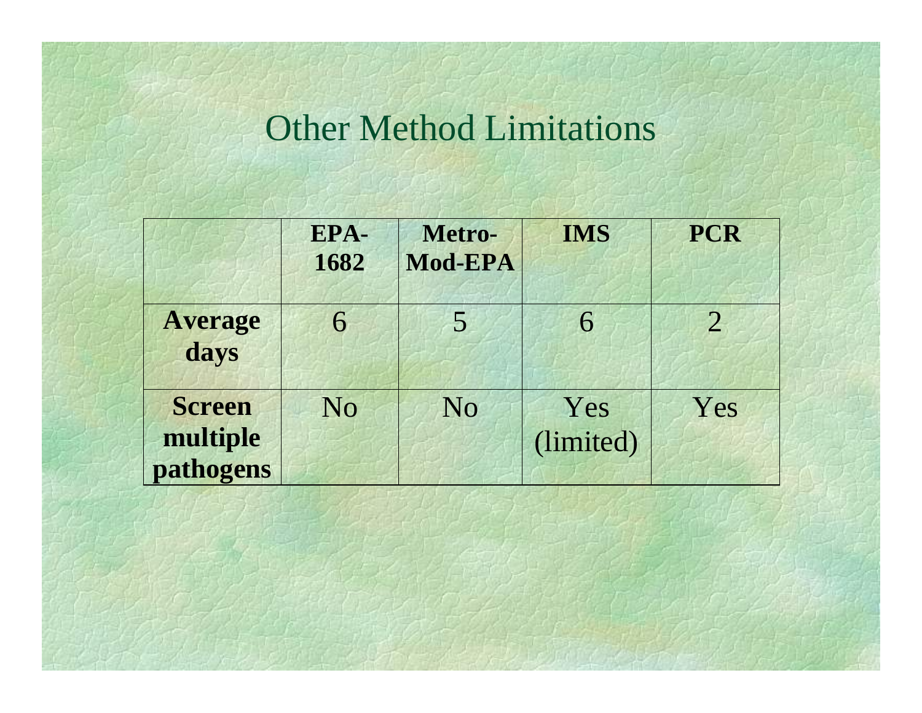# Other Method Limitations

| | **EPA-1682** | **Metro-Mod-EPA** | **IMS** | **PCR** |
|---|---|---|---|---|
| **Average days** | 6 | 5 | 6 | 2 |
| **Screen multiple pathogens** | No | No | Yes (limited) | Yes |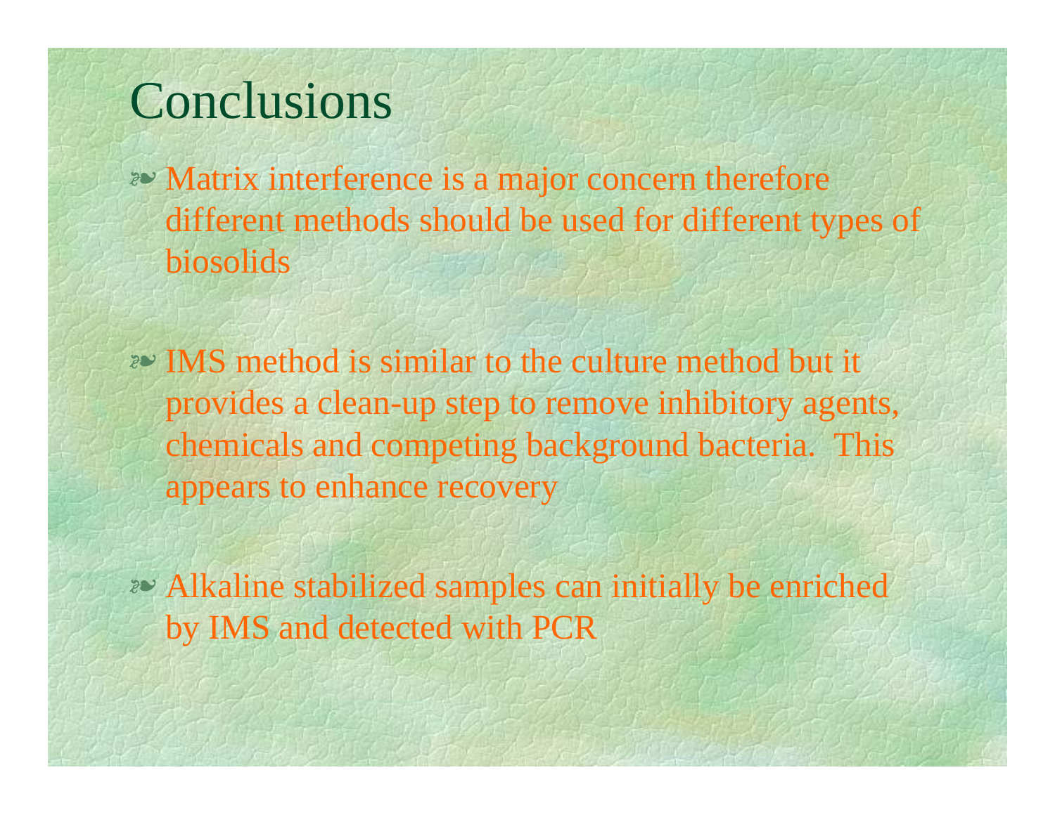# Conclusions

- Matrix interference is a major concern therefore different methods should be used for different types of biosolids

- IMS method is similar to the culture method but it provides a clean-up step to remove inhibitory agents, chemicals and competing background bacteria. This appears to enhance recovery

- Alkaline stabilized samples can initially be enriched by IMS and detected with PCR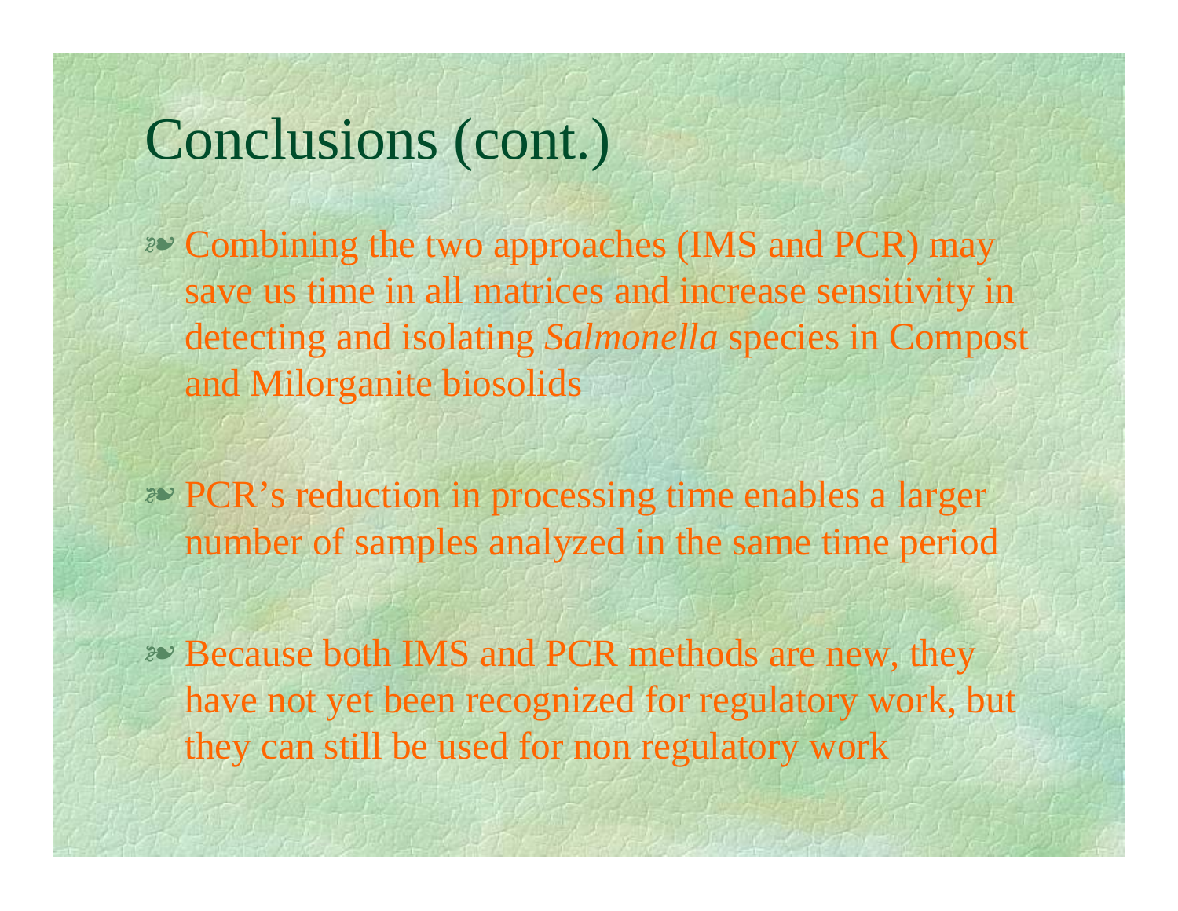# Conclusions (cont.)

- Combining the two approaches (IMS and PCR) may save us time in all matrices and increase sensitivity in detecting and isolating *Salmonella* species in Compost and Milorganite biosolids

- PCR's reduction in processing time enables a larger number of samples analyzed in the same time period

- Because both IMS and PCR methods are new, they have not yet been recognized for regulatory work, but they can still be used for non regulatory work